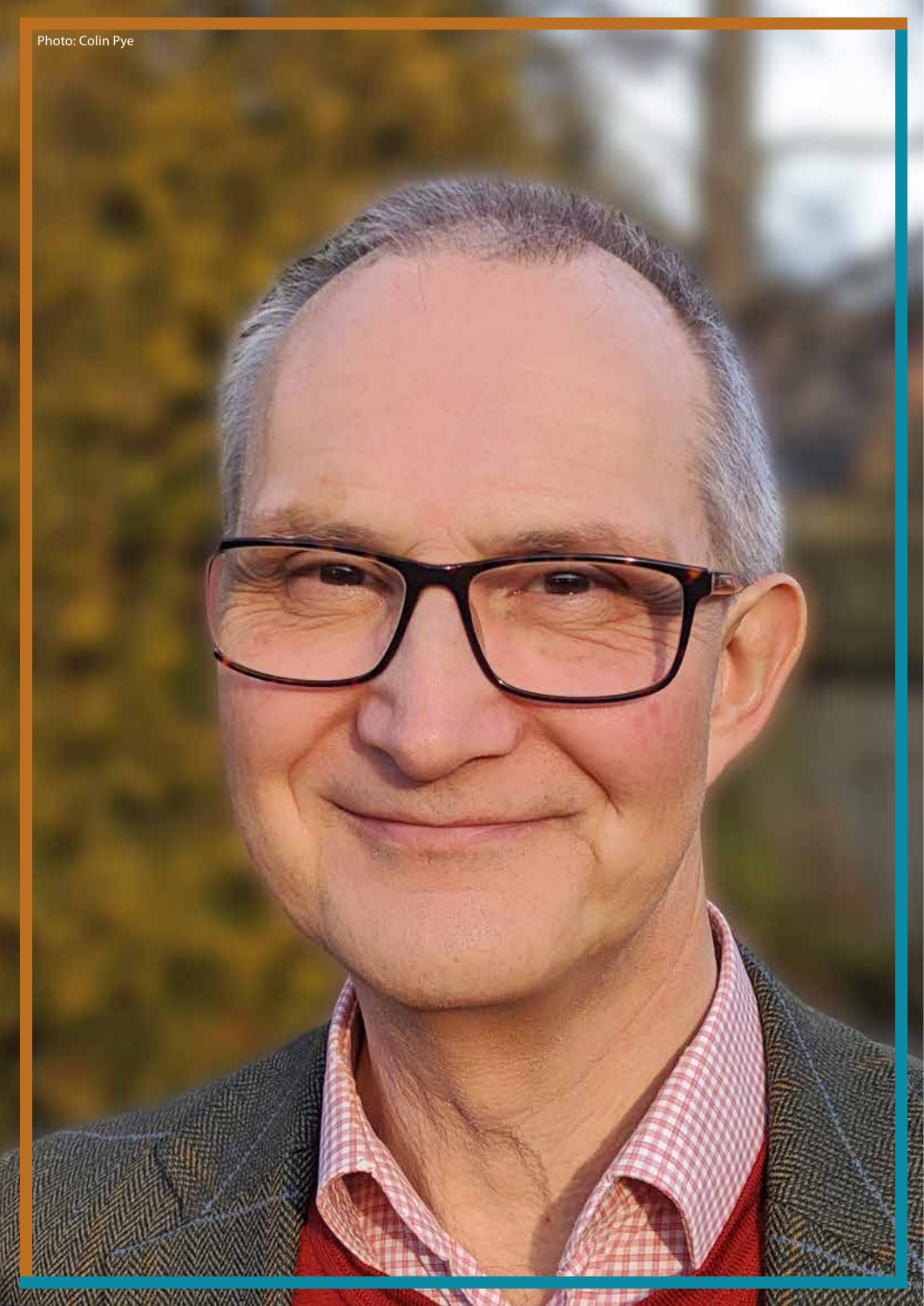Photo: Colin Pye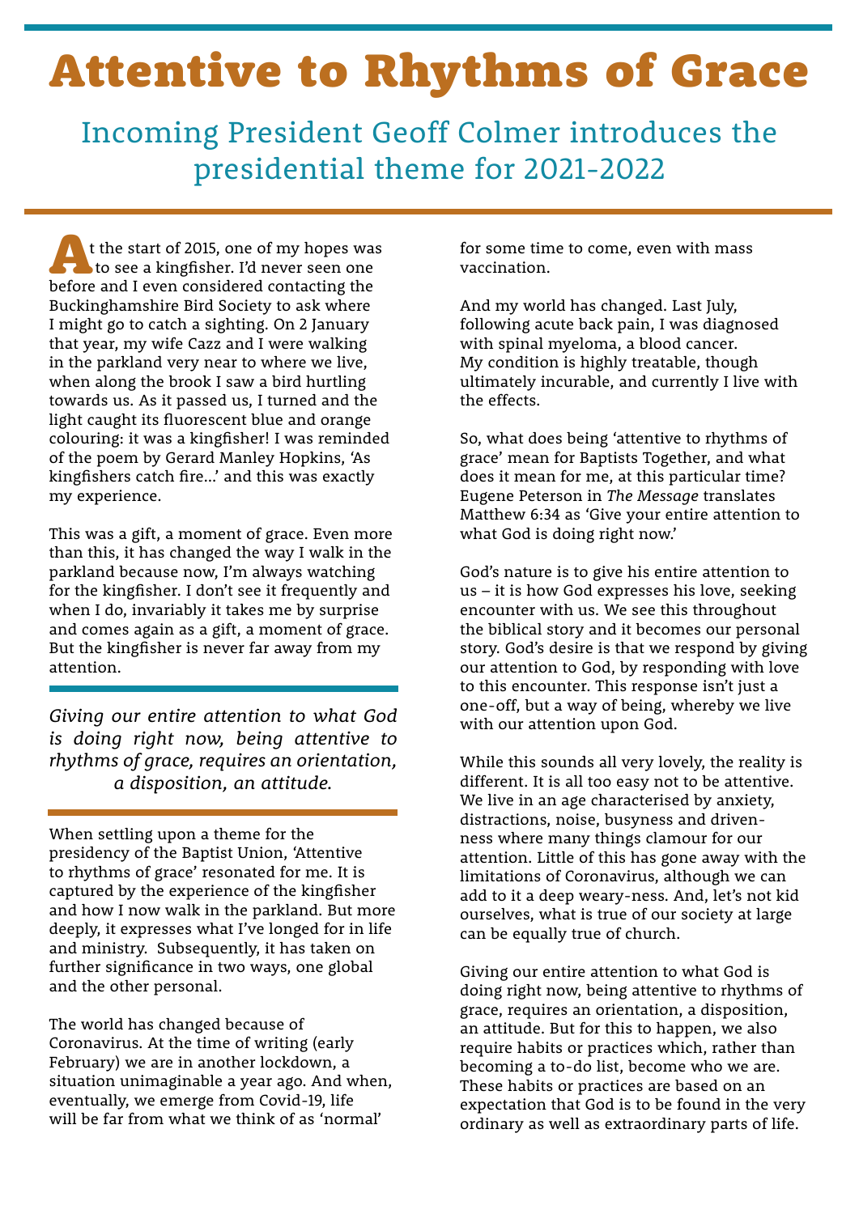# Attentive to Rhythms of Grace

## Incoming President Geoff Colmer introduces the presidential theme for 2021-2022

At the start of 2015, one of my hopes was to see a kingfisher. I'd never seen one before and I even considered contacting the Buckinghamshire Bird Society to ask where I might go to catch a sighting. On 2 January that year, my wife Cazz and I were walking in the parkland very near to where we live, when along the brook I saw a bird hurtling towards us. As it passed us, I turned and the light caught its fluorescent blue and orange colouring: it was a kingfisher! I was reminded of the poem by Gerard Manley Hopkins, 'As kingfishers catch fire...' and this was exactly my experience.

This was a gift, a moment of grace. Even more than this, it has changed the way I walk in the parkland because now, I'm always watching for the kingfisher. I don't see it frequently and when I do, invariably it takes me by surprise and comes again as a gift, a moment of grace. But the kingfisher is never far away from my attention.

> *Giving our entire attention to what God is doing right now, being attentive to rhythms of grace, requires an orientation, a disposition, an attitude.*

When settling upon a theme for the presidency of the Baptist Union, 'Attentive to rhythms of grace' resonated for me. It is captured by the experience of the kingfisher and how I now walk in the parkland. But more deeply, it expresses what I've longed for in life and ministry. Subsequently, it has taken on further significance in two ways, one global and the other personal.

The world has changed because of Coronavirus. At the time of writing (early February) we are in another lockdown, a situation unimaginable a year ago. And when, eventually, we emerge from Covid-19, life will be far from what we think of as 'normal' for some time to come, even with mass vaccination.

And my world has changed. Last July, following acute back pain, I was diagnosed with spinal myeloma, a blood cancer. My condition is highly treatable, though ultimately incurable, and currently I live with the effects.

So, what does being 'attentive to rhythms of grace' mean for Baptists Together, and what does it mean for me, at this particular time? Eugene Peterson in *The Message* translates Matthew 6:34 as 'Give your entire attention to what God is doing right now.'

God's nature is to give his entire attention to us – it is how God expresses his love, seeking encounter with us. We see this throughout the biblical story and it becomes our personal story. God's desire is that we respond by giving our attention to God, by responding with love to this encounter. This response isn't just a one-off, but a way of being, whereby we live with our attention upon God.

While this sounds all very lovely, the reality is different. It is all too easy not to be attentive. We live in an age characterised by anxiety, distractions, noise, busyness and driven-ness where many things clamour for our attention. Little of this has gone away with the limitations of Coronavirus, although we can add to it a deep weary-ness. And, let's not kid ourselves, what is true of our society at large can be equally true of church.

Giving our entire attention to what God is doing right now, being attentive to rhythms of grace, requires an orientation, a disposition, an attitude. But for this to happen, we also require habits or practices which, rather than becoming a to-do list, become who we are. These habits or practices are based on an expectation that God is to be found in the very ordinary as well as extraordinary parts of life.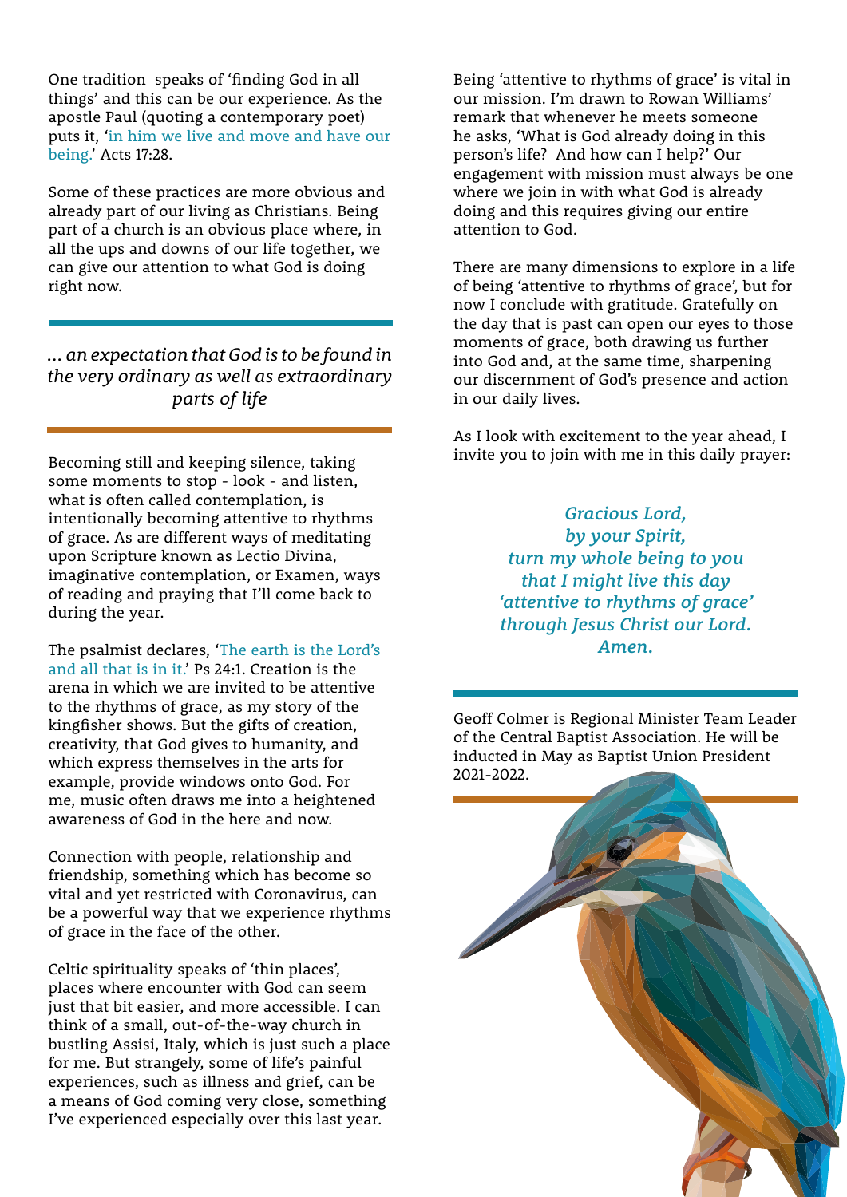One tradition  speaks of 'finding God in all things' and this can be our experience. As the apostle Paul (quoting a contemporary poet) puts it, 'in him we live and move and have our being.' Acts 17:28.

Some of these practices are more obvious and already part of our living as Christians. Being part of a church is an obvious place where, in all the ups and downs of our life together, we can give our attention to what God is doing right now.

*... an expectation that God is to be found in the very ordinary as well as extraordinary parts of life*

Becoming still and keeping silence, taking some moments to stop - look - and listen, what is often called contemplation, is intentionally becoming attentive to rhythms of grace. As are different ways of meditating upon Scripture known as Lectio Divina, imaginative contemplation, or Examen, ways of reading and praying that I'll come back to during the year.

The psalmist declares, 'The earth is the Lord's and all that is in it.' Ps 24:1. Creation is the arena in which we are invited to be attentive to the rhythms of grace, as my story of the kingfisher shows. But the gifts of creation, creativity, that God gives to humanity, and which express themselves in the arts for example, provide windows onto God. For me, music often draws me into a heightened awareness of God in the here and now.

Connection with people, relationship and friendship, something which has become so vital and yet restricted with Coronavirus, can be a powerful way that we experience rhythms of grace in the face of the other.

Celtic spirituality speaks of 'thin places', places where encounter with God can seem just that bit easier, and more accessible. I can think of a small, out-of-the-way church in bustling Assisi, Italy, which is just such a place for me. But strangely, some of life's painful experiences, such as illness and grief, can be a means of God coming very close, something I've experienced especially over this last year.

Being 'attentive to rhythms of grace' is vital in our mission. I'm drawn to Rowan Williams' remark that whenever he meets someone he asks, 'What is God already doing in this person's life?  And how can I help?' Our engagement with mission must always be one where we join in with what God is already doing and this requires giving our entire attention to God.

There are many dimensions to explore in a life of being 'attentive to rhythms of grace', but for now I conclude with gratitude. Gratefully on the day that is past can open our eyes to those moments of grace, both drawing us further into God and, at the same time, sharpening our discernment of God's presence and action in our daily lives.

As I look with excitement to the year ahead, I invite you to join with me in this daily prayer:

*Gracious Lord,*
*by your Spirit,*
*turn my whole being to you*
*that I might live this day*
*'attentive to rhythms of grace'*
*through Jesus Christ our Lord.*
*Amen.*

Geoff Colmer is Regional Minister Team Leader of the Central Baptist Association. He will be inducted in May as Baptist Union President 2021-2022.